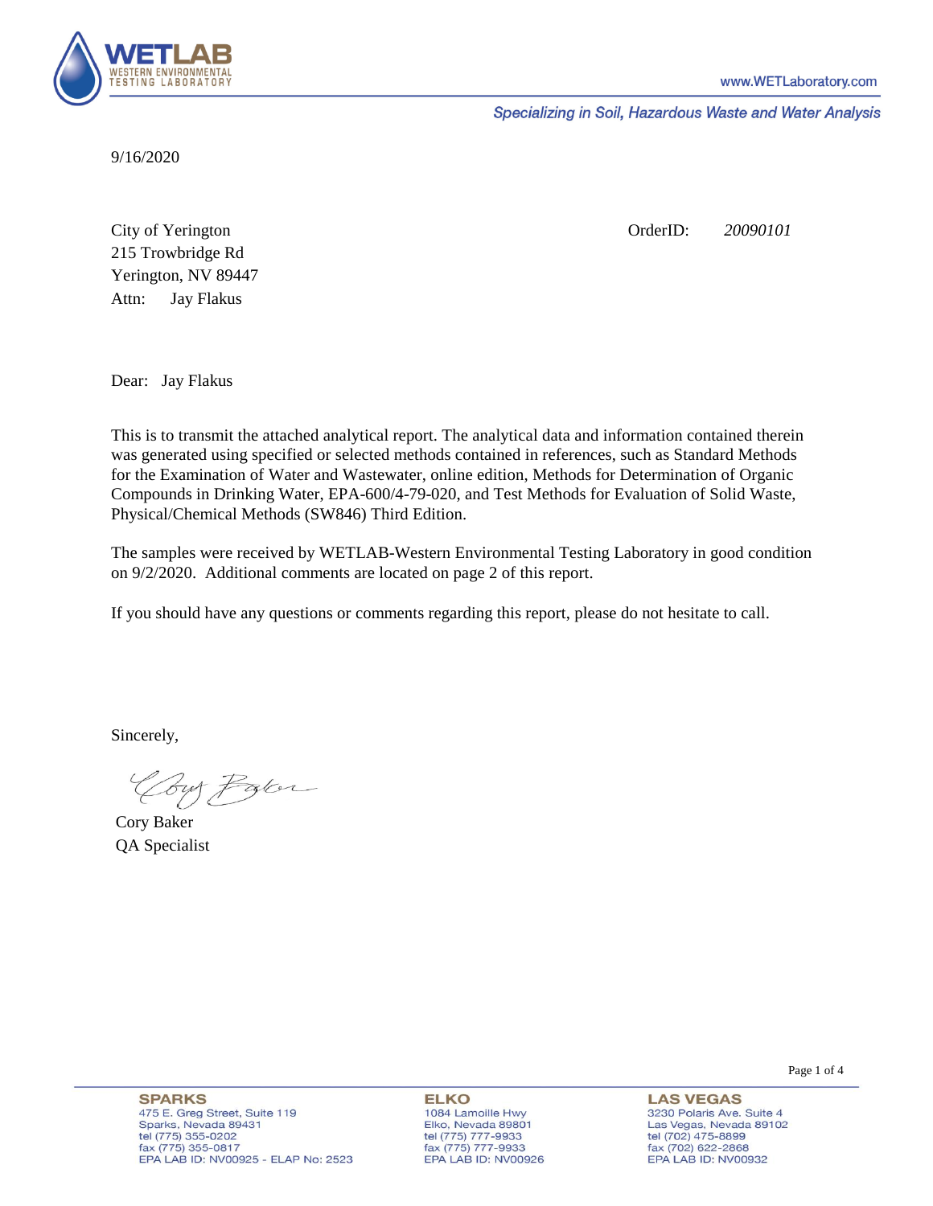9/16/2020

City of Yerington  
215 Trowbridge Rd  
Yerington, NV 89447  
Attn: Jay Flakus

OrderID: *20090101*

Dear: Jay Flakus

This is to transmit the attached analytical report. The analytical data and information contained therein was generated using specified or selected methods contained in references, such as Standard Methods for the Examination of Water and Wastewater, online edition, Methods for Determination of Organic Compounds in Drinking Water, EPA-600/4-79-020, and Test Methods for Evaluation of Solid Waste, Physical/Chemical Methods (SW846) Third Edition.

The samples were received by WETLAB-Western Environmental Testing Laboratory in good condition on 9/2/2020. Additional comments are located on page 2 of this report.

If you should have any questions or comments regarding this report, please do not hesitate to call.

Sincerely,

Cory Baker  
QA Specialist

**SPARKS**  
475 E. Greg Street, Suite 119  
Sparks, Nevada 89431  
tel (775) 355-0202  
fax (775) 355-0817  
EPA LAB ID: NV00925 - ELAP No: 2523

**ELKO**  
1084 Lamoille Hwy  
Elko, Nevada 89801  
tel (775) 777-9933  
fax (775) 777-9933  
EPA LAB ID: NV00926

**LAS VEGAS**  
3230 Polaris Ave. Suite 4  
Las Vegas, Nevada 89102  
tel (702) 475-8899  
fax (702) 622-2868  
EPA LAB ID: NV00932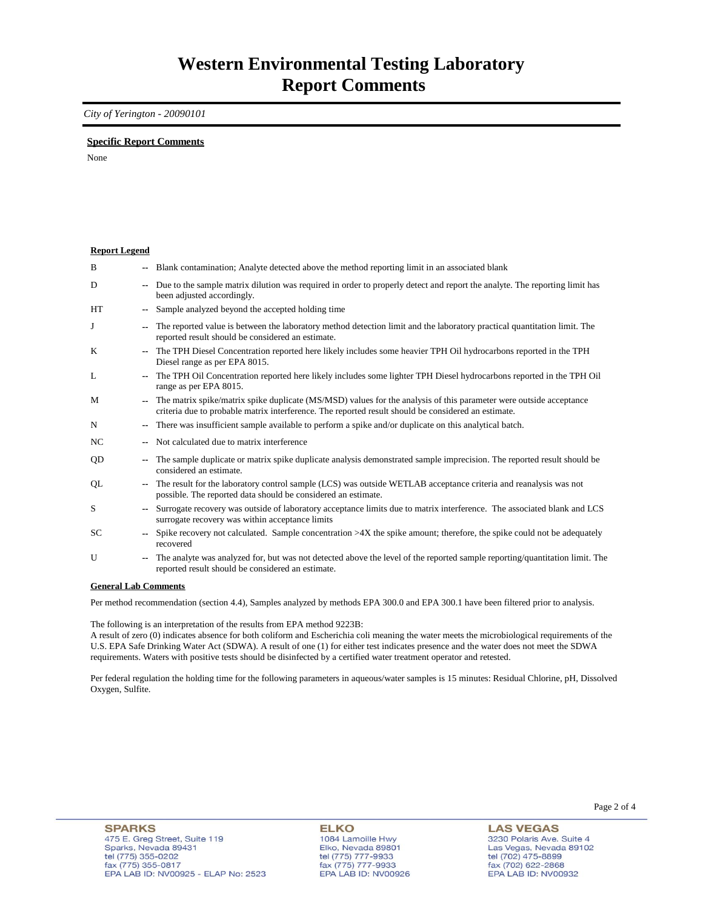# Western Environmental Testing Laboratory
# Report Comments

*City of Yerington - 20090101*

**Specific Report Comments**

None

**Report Legend**

| | | |
|---|---|---|
| B | -- | Blank contamination; Analyte detected above the method reporting limit in an associated blank |
| D | -- | Due to the sample matrix dilution was required in order to properly detect and report the analyte. The reporting limit has been adjusted accordingly. |
| HT | -- | Sample analyzed beyond the accepted holding time |
| J | -- | The reported value is between the laboratory method detection limit and the laboratory practical quantitation limit. The reported result should be considered an estimate. |
| K | -- | The TPH Diesel Concentration reported here likely includes some heavier TPH Oil hydrocarbons reported in the TPH Diesel range as per EPA 8015. |
| L | -- | The TPH Oil Concentration reported here likely includes some lighter TPH Diesel hydrocarbons reported in the TPH Oil range as per EPA 8015. |
| M | -- | The matrix spike/matrix spike duplicate (MS/MSD) values for the analysis of this parameter were outside acceptance criteria due to probable matrix interference. The reported result should be considered an estimate. |
| N | -- | There was insufficient sample available to perform a spike and/or duplicate on this analytical batch. |
| NC | -- | Not calculated due to matrix interference |
| QD | -- | The sample duplicate or matrix spike duplicate analysis demonstrated sample imprecision. The reported result should be considered an estimate. |
| QL | -- | The result for the laboratory control sample (LCS) was outside WETLAB acceptance criteria and reanalysis was not possible. The reported data should be considered an estimate. |
| S | -- | Surrogate recovery was outside of laboratory acceptance limits due to matrix interference. The associated blank and LCS surrogate recovery was within acceptance limits |
| SC | -- | Spike recovery not calculated. Sample concentration >4X the spike amount; therefore, the spike could not be adequately recovered |
| U | -- | The analyte was analyzed for, but was not detected above the level of the reported sample reporting/quantitation limit. The reported result should be considered an estimate. |

**General Lab Comments**

Per method recommendation (section 4.4), Samples analyzed by methods EPA 300.0 and EPA 300.1 have been filtered prior to analysis.

The following is an interpretation of the results from EPA method 9223B:
A result of zero (0) indicates absence for both coliform and Escherichia coli meaning the water meets the microbiological requirements of the U.S. EPA Safe Drinking Water Act (SDWA). A result of one (1) for either test indicates presence and the water does not meet the SDWA requirements. Waters with positive tests should be disinfected by a certified water treatment operator and retested.

Per federal regulation the holding time for the following parameters in aqueous/water samples is 15 minutes: Residual Chlorine, pH, Dissolved Oxygen, Sulfite.

**SPARKS**
475 E. Greg Street, Suite 119
Sparks, Nevada 89431
tel (775) 355-0202
fax (775) 355-0817
EPA LAB ID: NV00925 - ELAP No: 2523

**ELKO**
1084 Lamoille Hwy
Elko, Nevada 89801
tel (775) 777-9933
fax (775) 777-9933
EPA LAB ID: NV00926

**LAS VEGAS**
3230 Polaris Ave. Suite 4
Las Vegas, Nevada 89102
tel (702) 475-8899
fax (702) 622-2868
EPA LAB ID: NV00932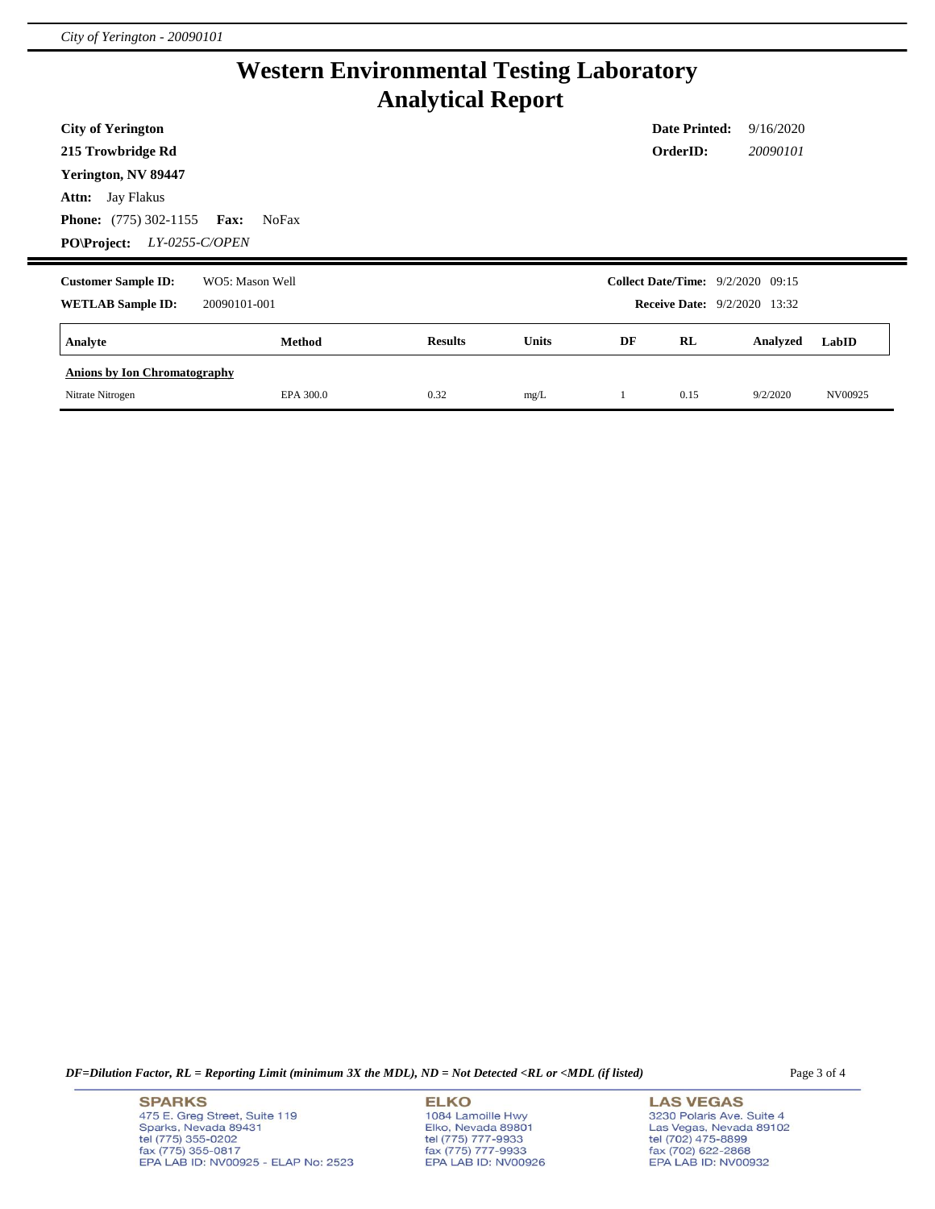# Western Environmental Testing Laboratory
# Analytical Report

**City of Yerington**
**215 Trowbridge Rd**
**Yerington, NV 89447**
**Attn:** Jay Flakus
**Phone:** (775) 302-1155 **Fax:** NoFax
**PO\Project:** *LY-0255-C/OPEN*

**Date Printed:** 9/16/2020
**OrderID:** *20090101*

---

**Customer Sample ID:** WO5: Mason Well
**WETLAB Sample ID:** 20090101-001

**Collect Date/Time:** 9/2/2020 09:15
**Receive Date:** 9/2/2020 13:32

| Analyte | Method | Results | Units | DF | RL | Analyzed | LabID |
|---|---|---|---|---|---|---|---|
| **Anions by Ion Chromatography** | | | | | | | |
| Nitrate Nitrogen | EPA 300.0 | 0.32 | mg/L | 1 | 0.15 | 9/2/2020 | NV00925 |

*DF=Dilution Factor, RL = Reporting Limit (minimum 3X the MDL), ND = Not Detected <RL or <MDL (if listed)*

**SPARKS**
475 E. Greg Street, Suite 119
Sparks, Nevada 89431
tel (775) 355-0202
fax (775) 355-0817
EPA LAB ID: NV00925 - ELAP No: 2523

**ELKO**
1084 Lamoille Hwy
Elko, Nevada 89801
tel (775) 777-9933
fax (775) 777-9933
EPA LAB ID: NV00926

**LAS VEGAS**
3230 Polaris Ave. Suite 4
Las Vegas, Nevada 89102
tel (702) 475-8899
fax (702) 622-2868
EPA LAB ID: NV00932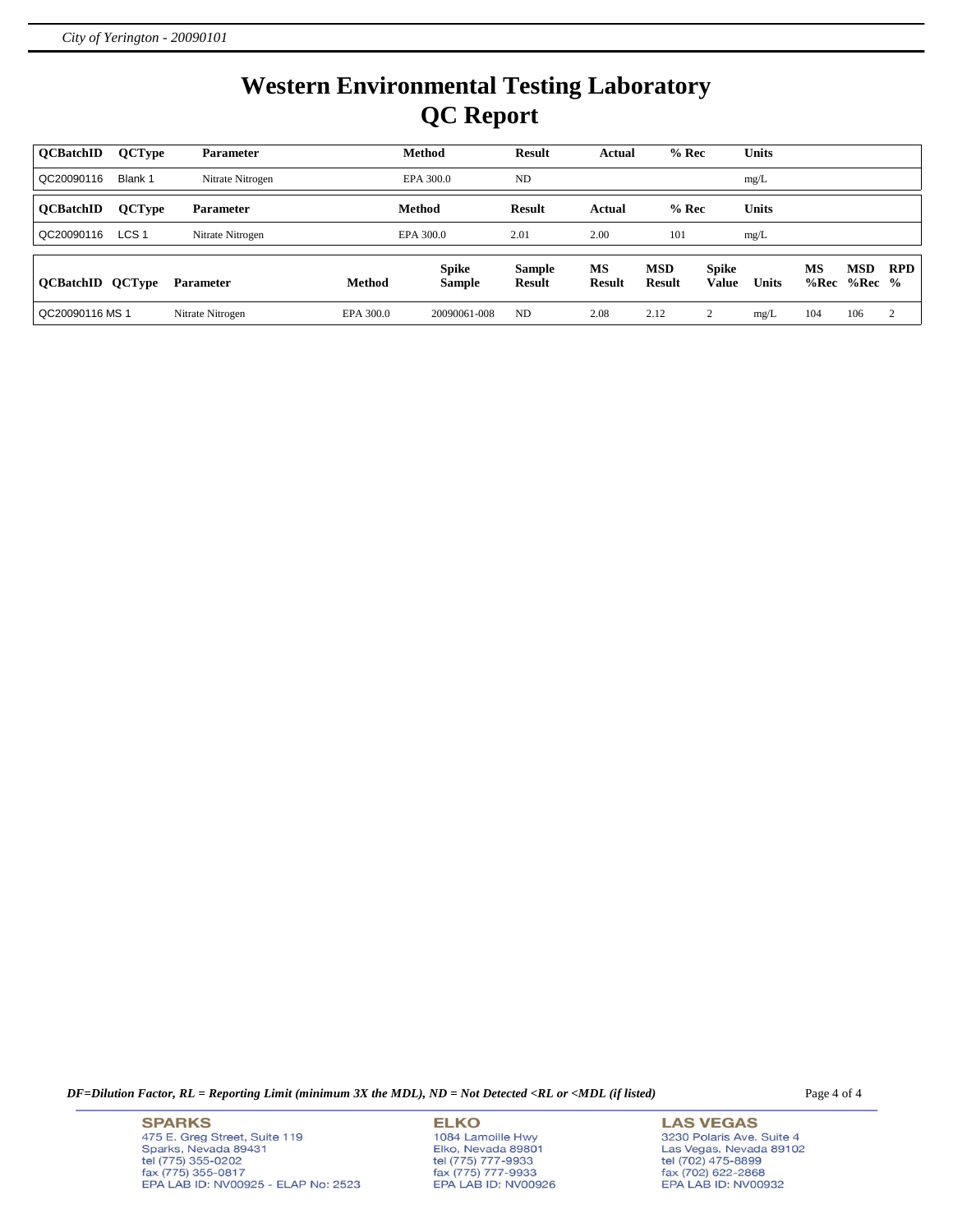# Western Environmental Testing Laboratory
# QC Report

| QCBatchID | QCType | Parameter | Method | Result | Actual | % Rec | Units |
|---|---|---|---|---|---|---|---|
| QC20090116 | Blank 1 | Nitrate Nitrogen | EPA 300.0 | ND | | | mg/L |

| QCBatchID | QCType | Parameter | Method | Result | Actual | % Rec | Units |
|---|---|---|---|---|---|---|---|
| QC20090116 | LCS 1 | Nitrate Nitrogen | EPA 300.0 | 2.01 | 2.00 | 101 | mg/L |

| QCBatchID | QCType | Parameter | Method | Spike Sample | Sample Result | MS Result | MSD Result | Spike Value | Units | MS %Rec | MSD %Rec | RPD % |
|---|---|---|---|---|---|---|---|---|---|---|---|---|
| QC20090116 | MS 1 | Nitrate Nitrogen | EPA 300.0 | 20090061-008 | ND | 2.08 | 2.12 | 2 | mg/L | 104 | 106 | 2 |

*DF=Dilution Factor, RL = Reporting Limit (minimum 3X the MDL), ND = Not Detected <RL or <MDL (if listed)*

**SPARKS**
475 E. Greg Street, Suite 119
Sparks, Nevada 89431
tel (775) 355-0202
fax (775) 355-0817
EPA LAB ID: NV00925 - ELAP No: 2523

**ELKO**
1084 Lamoille Hwy
Elko, Nevada 89801
tel (775) 777-9933
fax (775) 777-9933
EPA LAB ID: NV00926

**LAS VEGAS**
3230 Polaris Ave. Suite 4
Las Vegas, Nevada 89102
tel (702) 475-8899
fax (702) 622-2868
EPA LAB ID: NV00932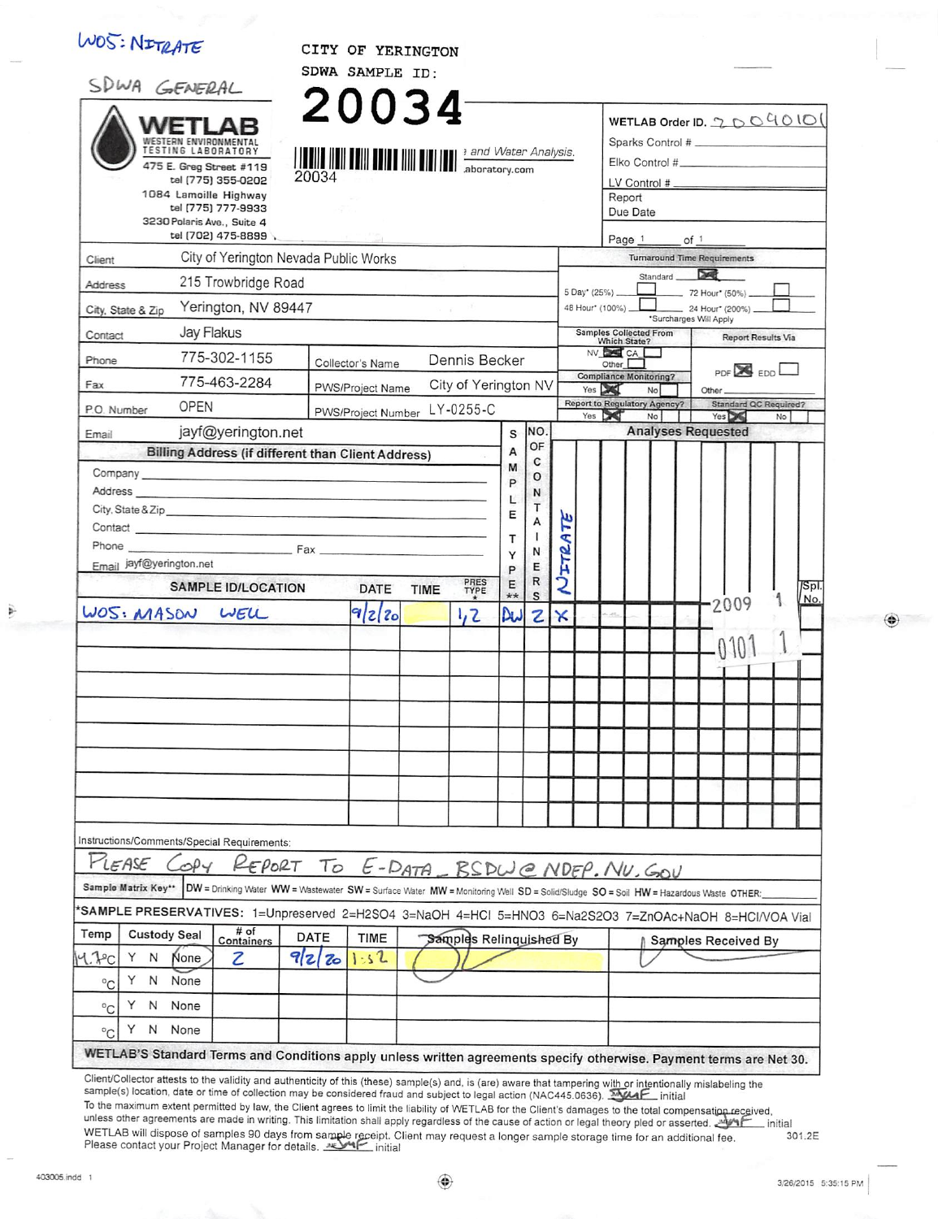WOS: NITRATE

SDWA GENERAL

CITY OF YERINGTON
SDWA SAMPLE ID:

# 20034

20034

**WETLAB**
WESTERN ENVIRONMENTAL TESTING LABORATORY
475 E. Greg Street #119
tel (775) 355-0202
1084 Lamoille Highway
tel (775) 777-9933
3230 Polaris Ave., Suite 4
tel (702) 475-8899

...and Water Analysis.
...aboratory.com

WETLAB Order ID. 2004010I
Sparks Control # 
Elko Control # 
LV Control # 
Report Due Date
Page 1 of 1

| | |
|---|---|
| Client | City of Yerington Nevada Public Works |
| Address | 215 Trowbridge Road |
| City, State & Zip | Yerington, NV 89447 |
| Contact | Jay Flakus |
| Phone | 775-302-1155 |
| Fax | 775-463-2284 |
| P.O. Number | OPEN |
| Email | jayf@yerington.net |

Collector's Name: Dennis Becker
PWS/Project Name: City of Yerington NV
PWS/Project Number: LY-0255-C

**Turnaround Time Requirements**
Standard [X]
5 Day* (25%) [ ] 72 Hour* (50%) [ ]
48 Hour* (100%) [ ] 24 Hour* (200%) [ ]
*Surcharges Will Apply

Samples Collected From Which State? NV [X] CA [ ] Other [ ]
Compliance Monitoring? Yes [X] No [ ]
Report to Regulatory Agency? Yes [X] No [ ]
Report Results Via: PDF [X] EDD [ ] Other
Standard QC Required? Yes [X] No [ ]

**Billing Address (if different than Client Address)**
Company
Address
City, State & Zip
Contact
Phone                    Fax
Email jayf@yerington.net

**Analyses Requested**

| SAMPLE ID/LOCATION | DATE | TIME | PRES TYPE * | SAMPLE TYPE ** | NO. OF CONTAINERS | NITRATE | | Spl. No. |
|---|---|---|---|---|---|---|---|---|
| WOS: MASON WELL | 9/2/20 | | 1,2 | DW | 2 | X | 2009 0101 | 1 |

Instructions/Comments/Special Requirements:
PLEASE COPY REPORT TO E-DATA_BSDW@NDEP.NV.GOV

**Sample Matrix Key\*\*** DW = Drinking Water WW = Wastewater SW = Surface Water MW = Monitoring Well SD = Solid/Sludge SO = Soil HW = Hazardous Waste OTHER:

**\*SAMPLE PRESERVATIVES:** 1=Unpreserved 2=H2SO4 3=NaOH 4=HCl 5=HNO3 6=Na2S2O3 7=ZnOAc+NaOH 8=HCl/VOA Vial

| Temp | Custody Seal | # of Containers | DATE | TIME | Samples Relinquished By | Samples Received By |
|---|---|---|---|---|---|---|
| 4.7°C | Y N None | 2 | 9/2/20 | 1:52 | | |
| °C | Y N None | | | | | |
| °C | Y N None | | | | | |
| °C | Y N None | | | | | |

**WETLAB'S Standard Terms and Conditions apply unless written agreements specify otherwise. Payment terms are Net 30.**

Client/Collector attests to the validity and authenticity of this (these) sample(s) and, is (are) aware that tampering with or intentionally mislabeling the sample(s) location, date or time of collection may be considered fraud and subject to legal action (NAC445.0636). JMF initial
To the maximum extent permitted by law, the Client agrees to limit the liability of WETLAB for the Client's damages to the total compensation received, unless other agreements are made in writing. This limitation shall apply regardless of the cause of action or legal theory pled or asserted. JMF initial
WETLAB will dispose of samples 90 days from sample receipt. Client may request a longer sample storage time for an additional fee. Please contact your Project Manager for details. JMF initial

301.2E